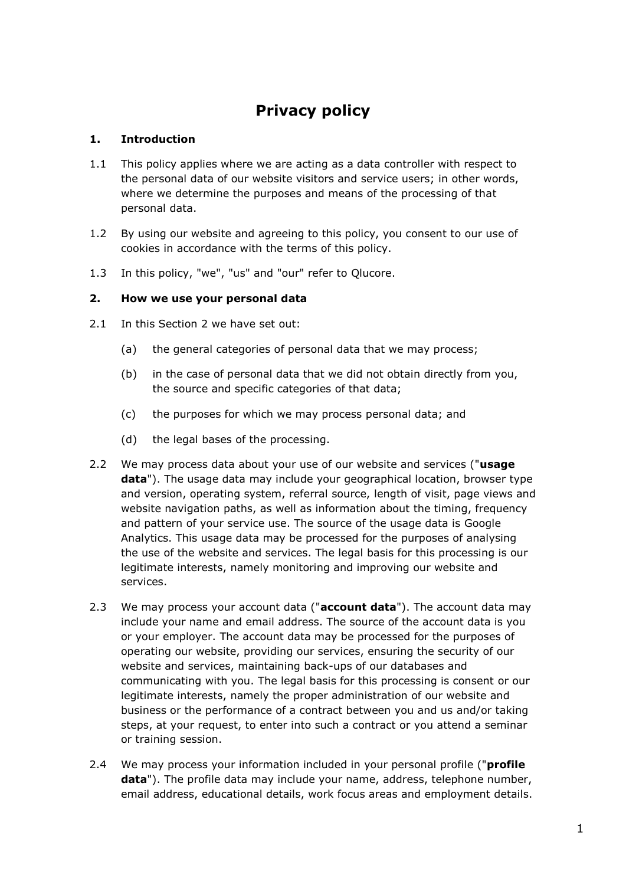# Privacy policy

## 1. Introduction

1.1 This policy applies where we are acting as a data controller with respect to the personal data of our website visitors and service users; in other words, where we determine the purposes and means of the processing of that personal data.

1.2 By using our website and agreeing to this policy, you consent to our use of cookies in accordance with the terms of this policy.

1.3 In this policy, "we", "us" and "our" refer to Qlucore.

## 2. How we use your personal data

2.1 In this Section 2 we have set out:

- (a) the general categories of personal data that we may process;
- (b) in the case of personal data that we did not obtain directly from you, the source and specific categories of that data;
- (c) the purposes for which we may process personal data; and
- (d) the legal bases of the processing.

2.2 We may process data about your use of our website and services ("**usage data**"). The usage data may include your geographical location, browser type and version, operating system, referral source, length of visit, page views and website navigation paths, as well as information about the timing, frequency and pattern of your service use. The source of the usage data is Google Analytics. This usage data may be processed for the purposes of analysing the use of the website and services. The legal basis for this processing is our legitimate interests, namely monitoring and improving our website and services.

2.3 We may process your account data ("**account data**"). The account data may include your name and email address. The source of the account data is you or your employer. The account data may be processed for the purposes of operating our website, providing our services, ensuring the security of our website and services, maintaining back-ups of our databases and communicating with you. The legal basis for this processing is consent or our legitimate interests, namely the proper administration of our website and business or the performance of a contract between you and us and/or taking steps, at your request, to enter into such a contract or you attend a seminar or training session.

2.4 We may process your information included in your personal profile ("**profile data**"). The profile data may include your name, address, telephone number, email address, educational details, work focus areas and employment details.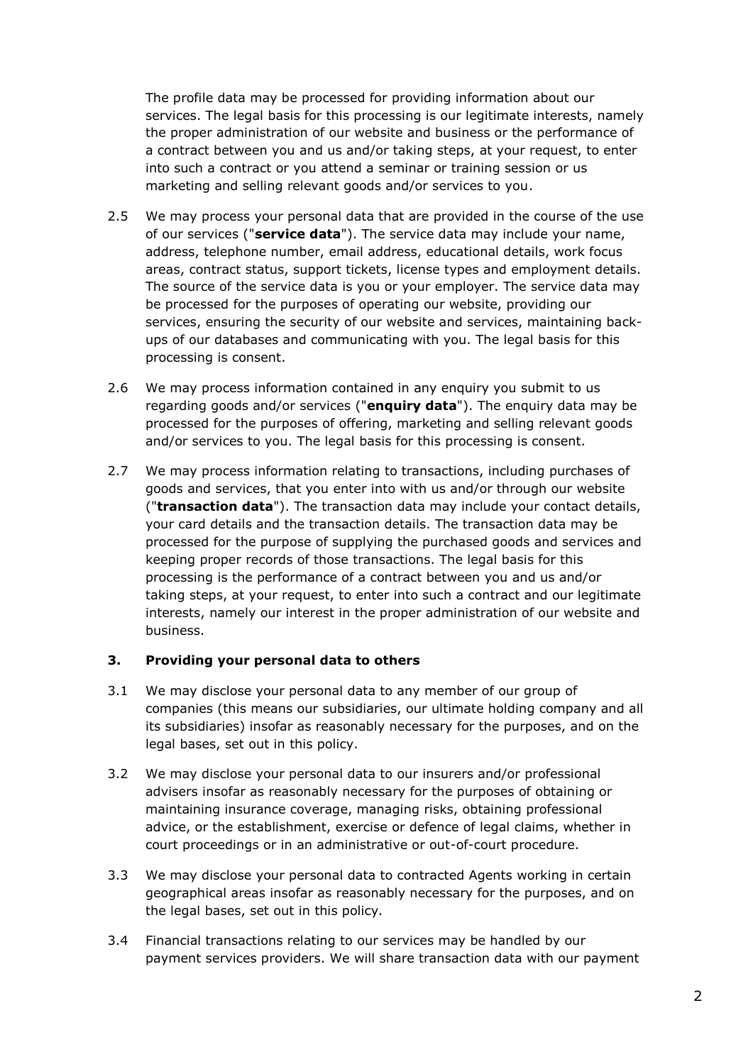The profile data may be processed for providing information about our services. The legal basis for this processing is our legitimate interests, namely the proper administration of our website and business or the performance of a contract between you and us and/or taking steps, at your request, to enter into such a contract or you attend a seminar or training session or us marketing and selling relevant goods and/or services to you.

2.5 We may process your personal data that are provided in the course of the use of our services ("**service data**"). The service data may include your name, address, telephone number, email address, educational details, work focus areas, contract status, support tickets, license types and employment details. The source of the service data is you or your employer. The service data may be processed for the purposes of operating our website, providing our services, ensuring the security of our website and services, maintaining back-ups of our databases and communicating with you. The legal basis for this processing is consent.

2.6 We may process information contained in any enquiry you submit to us regarding goods and/or services ("**enquiry data**"). The enquiry data may be processed for the purposes of offering, marketing and selling relevant goods and/or services to you. The legal basis for this processing is consent.

2.7 We may process information relating to transactions, including purchases of goods and services, that you enter into with us and/or through our website ("**transaction data**"). The transaction data may include your contact details, your card details and the transaction details. The transaction data may be processed for the purpose of supplying the purchased goods and services and keeping proper records of those transactions. The legal basis for this processing is the performance of a contract between you and us and/or taking steps, at your request, to enter into such a contract and our legitimate interests, namely our interest in the proper administration of our website and business.

## 3. Providing your personal data to others

3.1 We may disclose your personal data to any member of our group of companies (this means our subsidiaries, our ultimate holding company and all its subsidiaries) insofar as reasonably necessary for the purposes, and on the legal bases, set out in this policy.

3.2 We may disclose your personal data to our insurers and/or professional advisers insofar as reasonably necessary for the purposes of obtaining or maintaining insurance coverage, managing risks, obtaining professional advice, or the establishment, exercise or defence of legal claims, whether in court proceedings or in an administrative or out-of-court procedure.

3.3 We may disclose your personal data to contracted Agents working in certain geographical areas insofar as reasonably necessary for the purposes, and on the legal bases, set out in this policy.

3.4 Financial transactions relating to our services may be handled by our payment services providers. We will share transaction data with our payment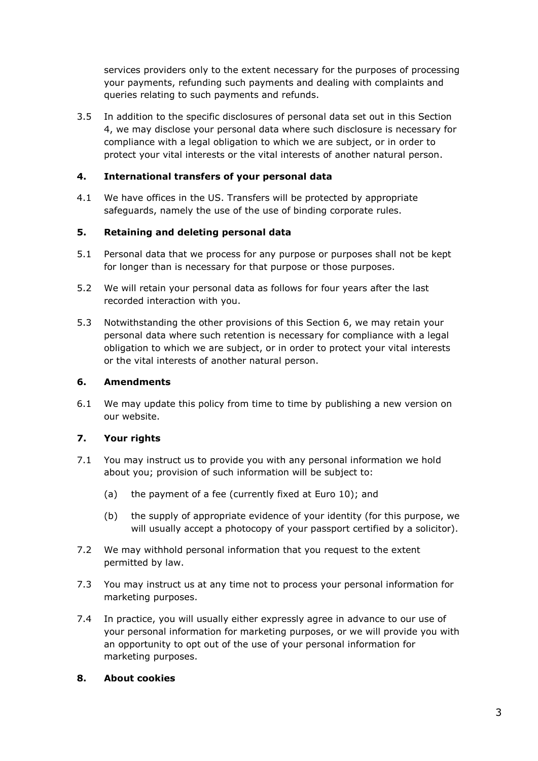services providers only to the extent necessary for the purposes of processing your payments, refunding such payments and dealing with complaints and queries relating to such payments and refunds.

3.5 In addition to the specific disclosures of personal data set out in this Section 4, we may disclose your personal data where such disclosure is necessary for compliance with a legal obligation to which we are subject, or in order to protect your vital interests or the vital interests of another natural person.

## 4. International transfers of your personal data

4.1 We have offices in the US. Transfers will be protected by appropriate safeguards, namely the use of the use of binding corporate rules.

## 5. Retaining and deleting personal data

5.1 Personal data that we process for any purpose or purposes shall not be kept for longer than is necessary for that purpose or those purposes.

5.2 We will retain your personal data as follows for four years after the last recorded interaction with you.

5.3 Notwithstanding the other provisions of this Section 6, we may retain your personal data where such retention is necessary for compliance with a legal obligation to which we are subject, or in order to protect your vital interests or the vital interests of another natural person.

## 6. Amendments

6.1 We may update this policy from time to time by publishing a new version on our website.

## 7. Your rights

7.1 You may instruct us to provide you with any personal information we hold about you; provision of such information will be subject to:

(a) the payment of a fee (currently fixed at Euro 10); and

(b) the supply of appropriate evidence of your identity (for this purpose, we will usually accept a photocopy of your passport certified by a solicitor).

7.2 We may withhold personal information that you request to the extent permitted by law.

7.3 You may instruct us at any time not to process your personal information for marketing purposes.

7.4 In practice, you will usually either expressly agree in advance to our use of your personal information for marketing purposes, or we will provide you with an opportunity to opt out of the use of your personal information for marketing purposes.

## 8. About cookies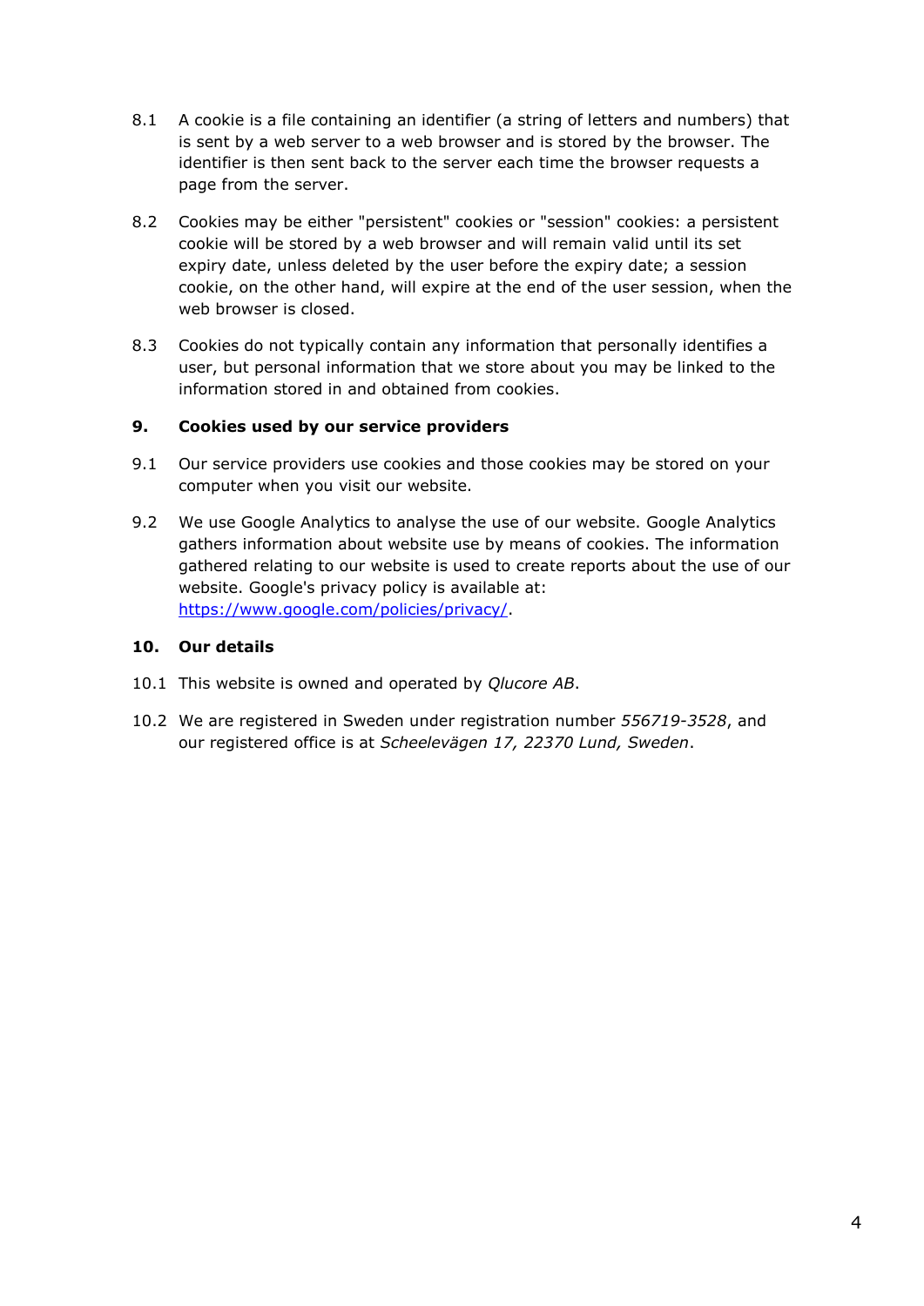8.1 A cookie is a file containing an identifier (a string of letters and numbers) that is sent by a web server to a web browser and is stored by the browser. The identifier is then sent back to the server each time the browser requests a page from the server.

8.2 Cookies may be either "persistent" cookies or "session" cookies: a persistent cookie will be stored by a web browser and will remain valid until its set expiry date, unless deleted by the user before the expiry date; a session cookie, on the other hand, will expire at the end of the user session, when the web browser is closed.

8.3 Cookies do not typically contain any information that personally identifies a user, but personal information that we store about you may be linked to the information stored in and obtained from cookies.

## 9. Cookies used by our service providers

9.1 Our service providers use cookies and those cookies may be stored on your computer when you visit our website.

9.2 We use Google Analytics to analyse the use of our website. Google Analytics gathers information about website use by means of cookies. The information gathered relating to our website is used to create reports about the use of our website. Google's privacy policy is available at: [https://www.google.com/policies/privacy/](https://www.google.com/policies/privacy/).

## 10. Our details

10.1 This website is owned and operated by *Qlucore AB*.

10.2 We are registered in Sweden under registration number *556719-3528*, and our registered office is at *Scheelevägen 17, 22370 Lund, Sweden*.